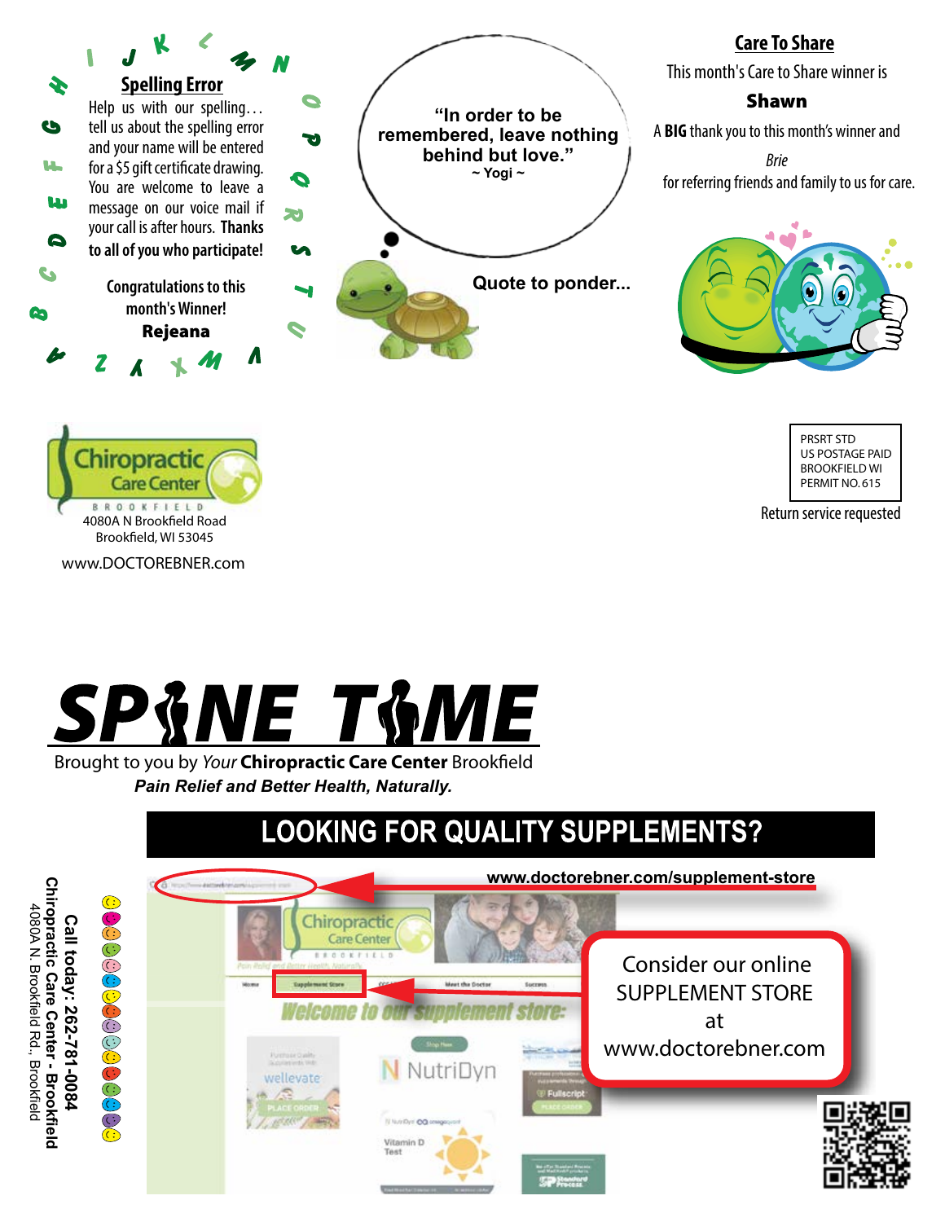## Spelling Error

Help us with our spelling… tell us about the spelling error and your name will be entered for a $5 gift certificate drawing. You are welcome to leave a message on our voice mail if your call is after hours. **Thanks to all of you who participate!**

Congratulations to this month's Winner!

**Rejeana**

"In order to be remembered, leave nothing behind but love."
~ Yogi ~

**Quote to ponder...**

## Care To Share

This month's Care to Share winner is

**Shawn**

A **BIG** thank you to this month's winner and

*Brie*

for referring friends and family to us for care.

Chiropractic Care Center
BROOKFIELD
4080A N Brookfield Road
Brookfield, WI 53045

www.DOCTOREBNER.com

PRSRT STD
US POSTAGE PAID
BROOKFIELD WI
PERMIT NO. 615

Return service requested

# SPINE TIME

Brought to you by *Your* **Chiropractic Care Center** Brookfield

***Pain Relief and Better Health, Naturally.***

## LOOKING FOR QUALITY SUPPLEMENTS?

**www.doctorebner.com/supplement-store**

Consider our online SUPPLEMENT STORE at www.doctorebner.com

**Call today: 262-781-0084**
**Chiropractic Care Center - Brookfield**
4080A N. Brookfield Rd., Brookfield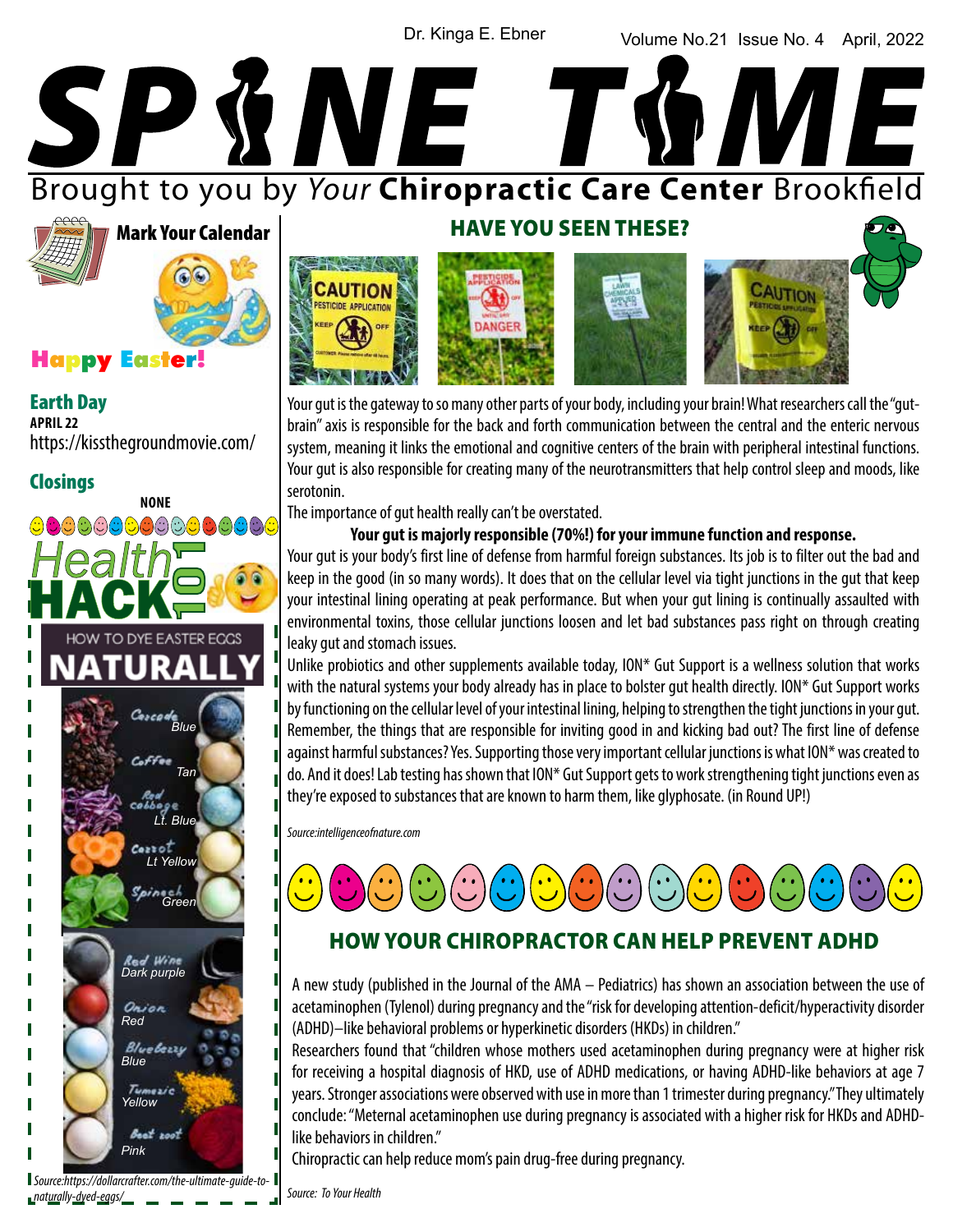Dr. Kinga E. Ebner

# SPINE TIME

Brought to you by *Your* **Chiropractic Care Center** Brookfield

## Mark Your Calendar

**Happy Easter!**

### Earth Day

**APRIL 22**

https://kissthegroundmovie.com/

### Closings

**NONE**

## Health HACK 101

HOW TO DYE EASTER EGGS

**NATURALLY**

Cascade — Blue

Coffee — Tan

Red cabbage — Lt. Blue

Carrot — Lt Yellow

Spinach — Green

Red Wine — Dark purple

Onion — Red

Blueberry — Blue

Tumeric — Yellow

Beet root — Pink

*Source:https://dollarcrafter.com/the-ultimate-guide-to-naturally-dyed-eggs/*

## HAVE YOU SEEN THESE?

Your gut is the gateway to so many other parts of your body, including your brain! What researchers call the "gut-brain" axis is responsible for the back and forth communication between the central and the enteric nervous system, meaning it links the emotional and cognitive centers of the brain with peripheral intestinal functions. Your gut is also responsible for creating many of the neurotransmitters that help control sleep and moods, like serotonin.

The importance of gut health really can't be overstated.

**Your gut is majorly responsible (70%!) for your immune function and response.**

Your gut is your body's first line of defense from harmful foreign substances. Its job is to filter out the bad and keep in the good (in so many words). It does that on the cellular level via tight junctions in the gut that keep your intestinal lining operating at peak performance. But when your gut lining is continually assaulted with environmental toxins, those cellular junctions loosen and let bad substances pass right on through creating leaky gut and stomach issues.

Unlike probiotics and other supplements available today, ION* Gut Support is a wellness solution that works with the natural systems your body already has in place to bolster gut health directly. ION* Gut Support works by functioning on the cellular level of your intestinal lining, helping to strengthen the tight junctions in your gut. Remember, the things that are responsible for inviting good in and kicking bad out? The first line of defense against harmful substances? Yes. Supporting those very important cellular junctions is what ION* was created to do. And it does! Lab testing has shown that ION* Gut Support gets to work strengthening tight junctions even as they're exposed to substances that are known to harm them, like glyphosate. (in Round UP!)

*Source:intelligenceofnature.com*

## HOW YOUR CHIROPRACTOR CAN HELP PREVENT ADHD

A new study (published in the Journal of the AMA – Pediatrics) has shown an association between the use of acetaminophen (Tylenol) during pregnancy and the "risk for developing attention-deficit/hyperactivity disorder (ADHD)–like behavioral problems or hyperkinetic disorders (HKDs) in children."

Researchers found that "children whose mothers used acetaminophen during pregnancy were at higher risk for receiving a hospital diagnosis of HKD, use of ADHD medications, or having ADHD-like behaviors at age 7 years. Stronger associations were observed with use in more than 1 trimester during pregnancy." They ultimately conclude: "Meternal acetaminophen use during pregnancy is associated with a higher risk for HKDs and ADHD-like behaviors in children."

Chiropractic can help reduce mom's pain drug-free during pregnancy.

*Source: To Your Health*